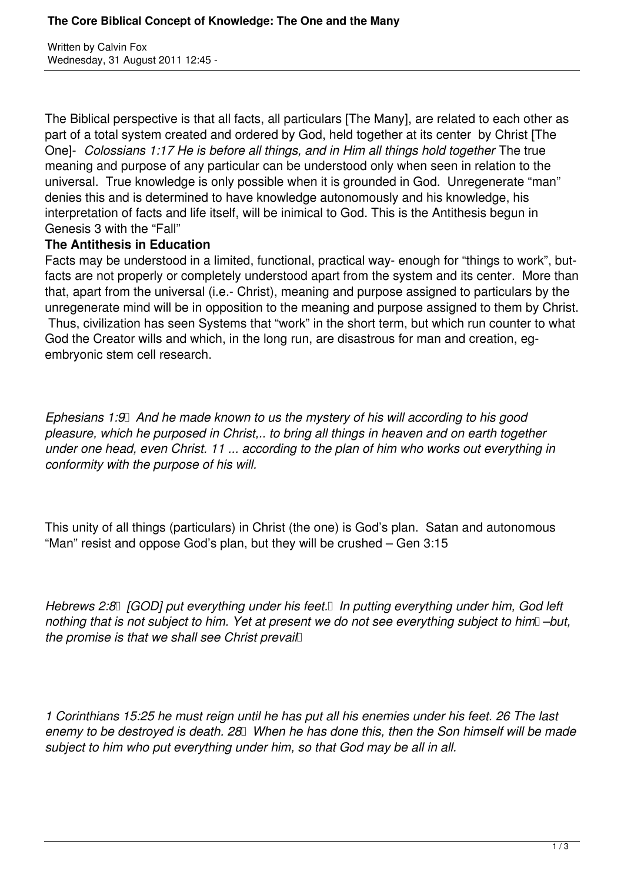# The Core Biblical Concept of Knowledge: The One and the Many

Written by Calvin Fox
Wednesday, 31 August 2011 12:45 -

The Biblical perspective is that all facts, all particulars [The Many], are related to each other as part of a total system created and ordered by God, held together at its center by Christ [The One]- *Colossians 1:17 He is before all things, and in Him all things hold together* The true meaning and purpose of any particular can be understood only when seen in relation to the universal. True knowledge is only possible when it is grounded in God. Unregenerate "man" denies this and is determined to have knowledge autonomously and his knowledge, his interpretation of facts and life itself, will be inimical to God. This is the Antithesis begun in Genesis 3 with the "Fall"

**The Antithesis in Education**

Facts may be understood in a limited, functional, practical way- enough for "things to work", but- facts are not properly or completely understood apart from the system and its center. More than that, apart from the universal (i.e.- Christ), meaning and purpose assigned to particulars by the unregenerate mind will be in opposition to the meaning and purpose assigned to them by Christ. Thus, civilization has seen Systems that "work" in the short term, but which run counter to what God the Creator wills and which, in the long run, are disastrous for man and creation, eg- embryonic stem cell research.

*Ephesians 1:9 And he made known to us the mystery of his will according to his good pleasure, which he purposed in Christ,.. to bring all things in heaven and on earth together under one head, even Christ. 11 ... according to the plan of him who works out everything in conformity with the purpose of his will.*

This unity of all things (particulars) in Christ (the one) is God's plan. Satan and autonomous "Man" resist and oppose God's plan, but they will be crushed – Gen 3:15

*Hebrews 2:8 [GOD] put everything under his feet. In putting everything under him, God left nothing that is not subject to him. Yet at present we do not see everything subject to him –but, the promise is that we shall see Christ prevail*

*1 Corinthians 15:25 he must reign until he has put all his enemies under his feet. 26 The last enemy to be destroyed is death. 28 When he has done this, then the Son himself will be made subject to him who put everything under him, so that God may be all in all.*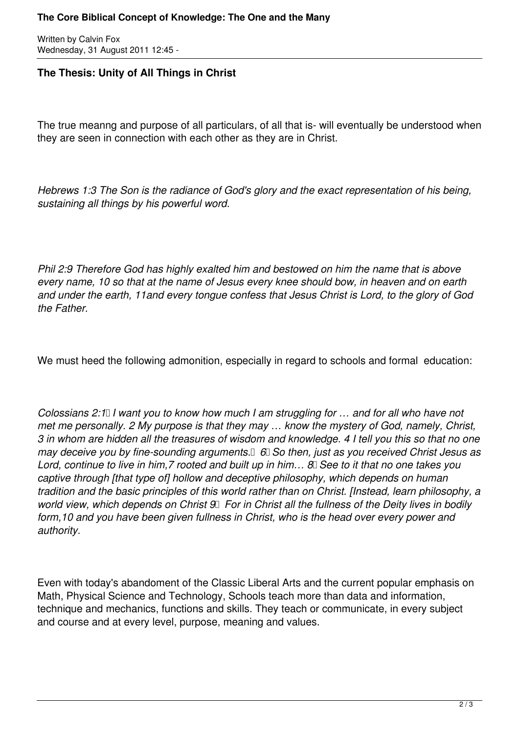### The Thesis: Unity of All Things in Christ

The true meanng and purpose of all particulars, of all that is- will eventually be understood when they are seen in connection with each other as they are in Christ.

*Hebrews 1:3 The Son is the radiance of God's glory and the exact representation of his being, sustaining all things by his powerful word.*

*Phil 2:9 Therefore God has highly exalted him and bestowed on him the name that is above every name, 10 so that at the name of Jesus every knee should bow, in heaven and on earth and under the earth, 11and every tongue confess that Jesus Christ is Lord, to the glory of God the Father.*

We must heed the following admonition, especially in regard to schools and formal education:

*Colossians 2:1 I want you to know how much I am struggling for … and for all who have not met me personally. 2 My purpose is that they may … know the mystery of God, namely, Christ, 3 in whom are hidden all the treasures of wisdom and knowledge. 4 I tell you this so that no one may deceive you by fine-sounding arguments. 6 So then, just as you received Christ Jesus as Lord, continue to live in him,7 rooted and built up in him… 8 See to it that no one takes you captive through [that type of] hollow and deceptive philosophy, which depends on human tradition and the basic principles of this world rather than on Christ. [Instead, learn philosophy, a world view, which depends on Christ 9 For in Christ all the fullness of the Deity lives in bodily form,10 and you have been given fullness in Christ, who is the head over every power and authority.*

Even with today's abandoment of the Classic Liberal Arts and the current popular emphasis on Math, Physical Science and Technology, Schools teach more than data and information, technique and mechanics, functions and skills. They teach or communicate, in every subject and course and at every level, purpose, meaning and values.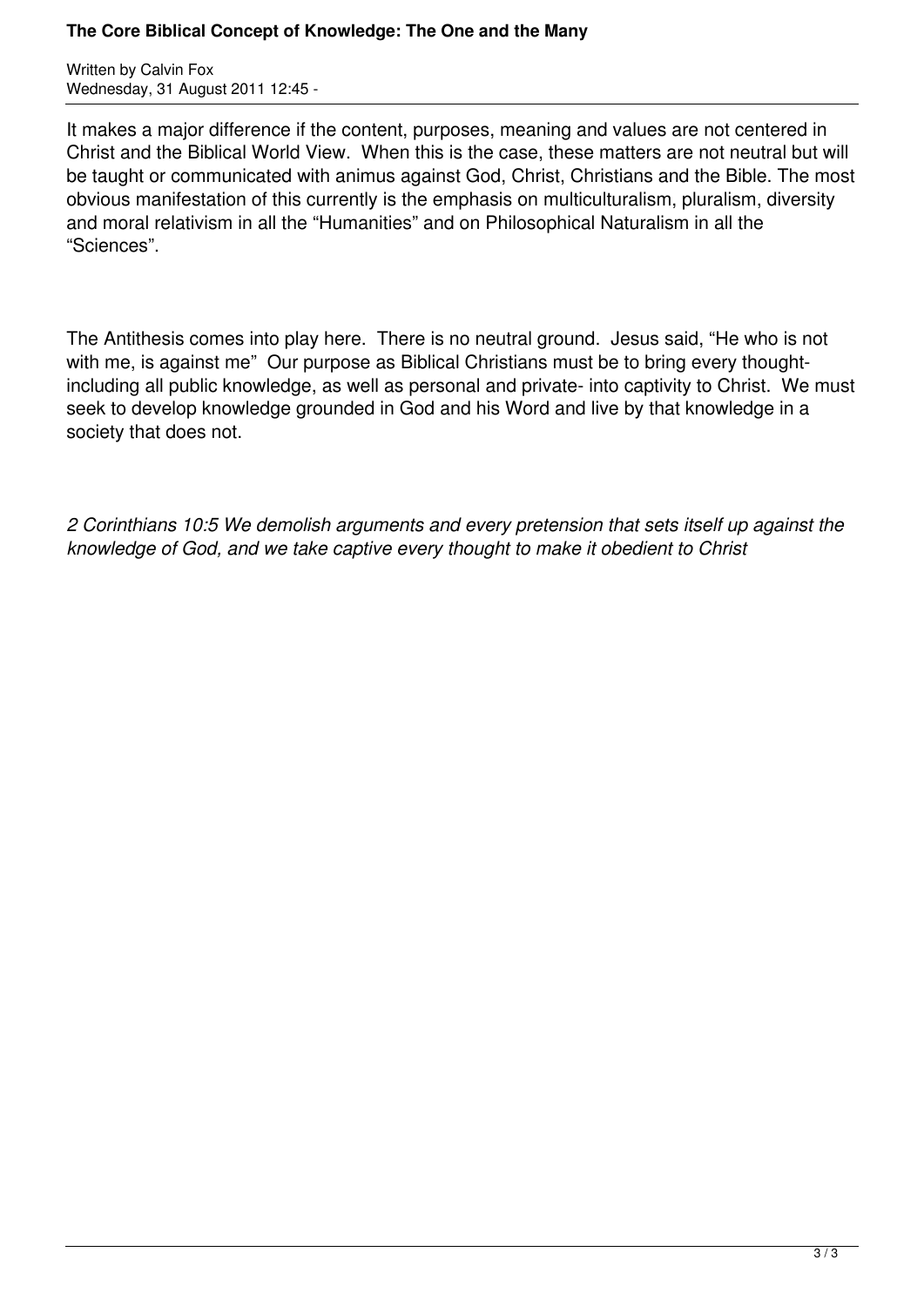It makes a major difference if the content, purposes, meaning and values are not centered in Christ and the Biblical World View. When this is the case, these matters are not neutral but will be taught or communicated with animus against God, Christ, Christians and the Bible. The most obvious manifestation of this currently is the emphasis on multiculturalism, pluralism, diversity and moral relativism in all the "Humanities" and on Philosophical Naturalism in all the "Sciences".

The Antithesis comes into play here. There is no neutral ground. Jesus said, "He who is not with me, is against me" Our purpose as Biblical Christians must be to bring every thought-including all public knowledge, as well as personal and private- into captivity to Christ. We must seek to develop knowledge grounded in God and his Word and live by that knowledge in a society that does not.

*2 Corinthians 10:5 We demolish arguments and every pretension that sets itself up against the knowledge of God, and we take captive every thought to make it obedient to Christ*